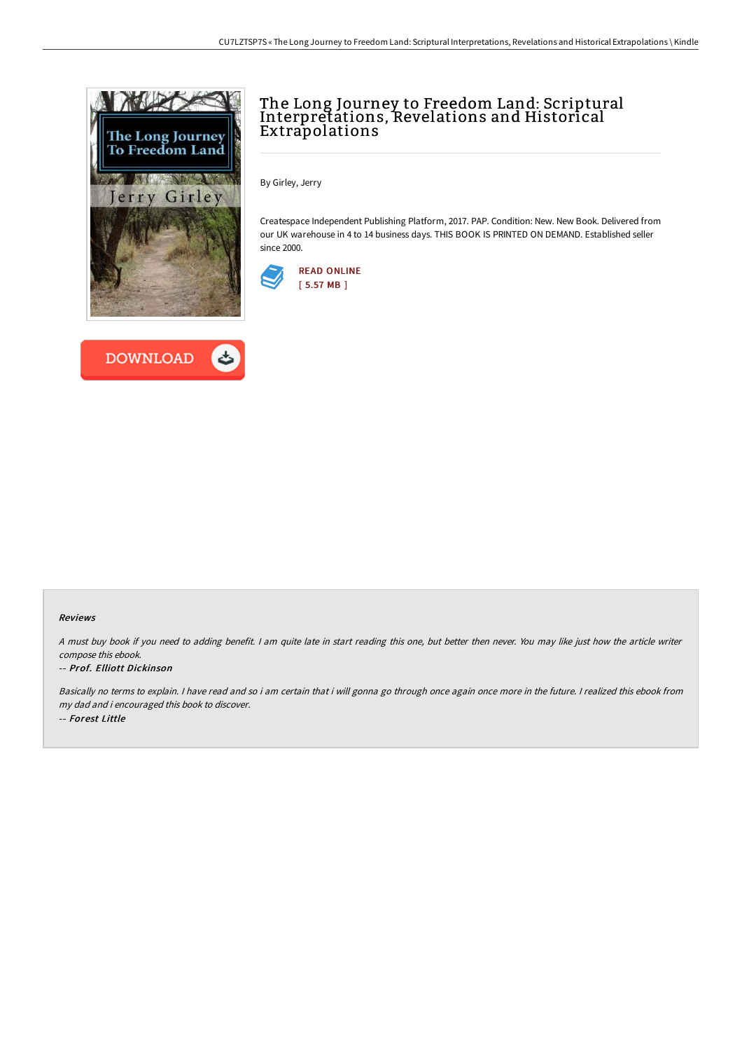# The Long Journey to Freedom Land: Scriptural Interpretations, Revelations and Historical Extrapolations

By Girley, Jerry

Createspace Independent Publishing Platform, 2017. PAP. Condition: New. New Book. Delivered from our UK warehouse in 4 to 14 business days. THIS BOOK IS PRINTED ON DEMAND. Established seller since 2000.

READ ONLINE
[ 5.57 MB ]

DOWNLOAD

#### Reviews

*A must buy book if you need to adding benefit. I am quite late in start reading this one, but better then never. You may like just how the article writer compose this ebook.*

*-- **Prof. Elliott Dickinson***

*Basically no terms to explain. I have read and so i am certain that i will gonna go through once again once more in the future. I realized this ebook from my dad and i encouraged this book to discover.*

*-- **Forest Little***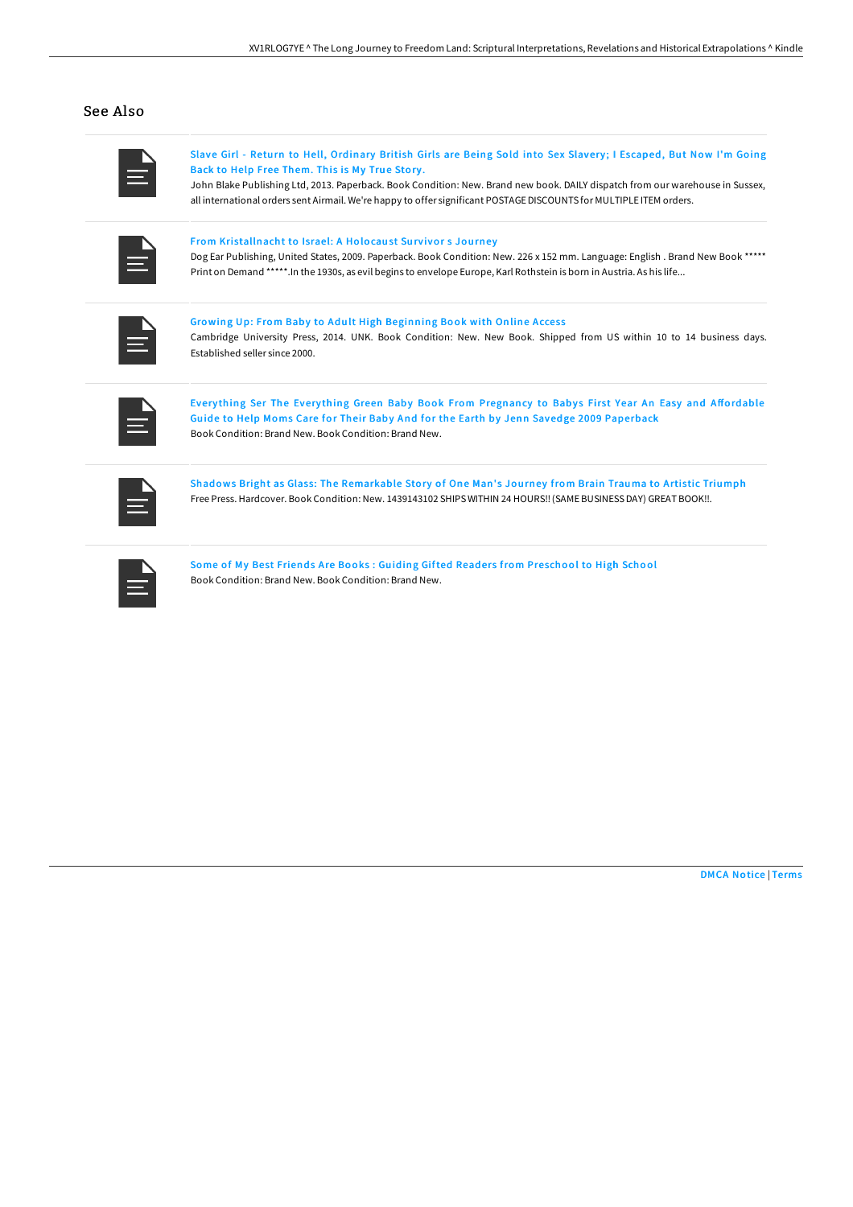## See Also

Slave Girl - Return to Hell, Ordinary British Girls are Being Sold into Sex Slavery; I Escaped, But Now I'm Going Back to Help Free Them. This is My True Story.

John Blake Publishing Ltd, 2013. Paperback. Book Condition: New. Brand new book. DAILY dispatch from our warehouse in Sussex, all international orders sent Airmail. We're happy to offer significant POSTAGE DISCOUNTS for MULTIPLE ITEM orders.

From Kristallnacht to Israel: A Holocaust Survivor s Journey

Dog Ear Publishing, United States, 2009. Paperback. Book Condition: New. 226 x 152 mm. Language: English . Brand New Book ***** Print on Demand *****.In the 1930s, as evil begins to envelope Europe, Karl Rothstein is born in Austria. As his life...

Growing Up: From Baby to Adult High Beginning Book with Online Access

Cambridge University Press, 2014. UNK. Book Condition: New. New Book. Shipped from US within 10 to 14 business days. Established seller since 2000.

Everything Ser The Everything Green Baby Book From Pregnancy to Babys First Year An Easy and Affordable Guide to Help Moms Care for Their Baby And for the Earth by Jenn Savedge 2009 Paperback

Book Condition: Brand New. Book Condition: Brand New.

Shadows Bright as Glass: The Remarkable Story of One Man's Journey from Brain Trauma to Artistic Triumph

Free Press. Hardcover. Book Condition: New. 1439143102 SHIPS WITHIN 24 HOURS!! (SAME BUSINESS DAY) GREAT BOOK!!.

Some of My Best Friends Are Books : Guiding Gifted Readers from Preschool to High School

Book Condition: Brand New. Book Condition: Brand New.